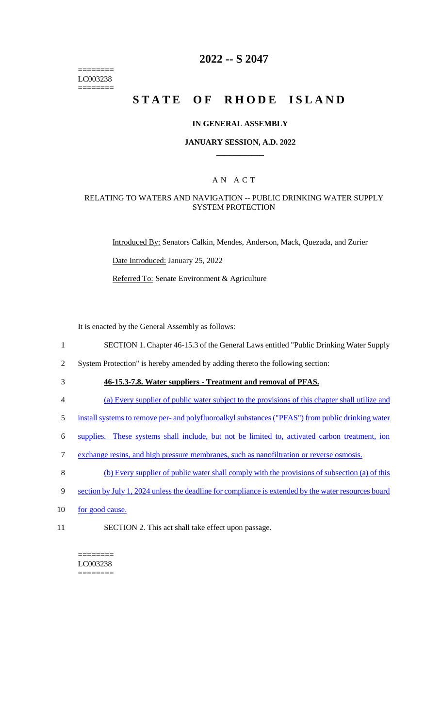========
LC003238
========

# 2022 -- S 2047

# STATE OF RHODE ISLAND

### IN GENERAL ASSEMBLY

### JANUARY SESSION, A.D. 2022

## A N A C T

### RELATING TO WATERS AND NAVIGATION -- PUBLIC DRINKING WATER SUPPLY SYSTEM PROTECTION

Introduced By: Senators Calkin, Mendes, Anderson, Mack, Quezada, and Zurier

Date Introduced: January 25, 2022

Referred To: Senate Environment & Agriculture

It is enacted by the General Assembly as follows:

1 SECTION 1. Chapter 46-15.3 of the General Laws entitled "Public Drinking Water Supply
2 System Protection" is hereby amended by adding thereto the following section:

3 **46-15.3-7.8. Water suppliers - Treatment and removal of PFAS.**

4 (a) Every supplier of public water subject to the provisions of this chapter shall utilize and
5 install systems to remove per- and polyfluoroalkyl substances ("PFAS") from public drinking water
6 supplies. These systems shall include, but not be limited to, activated carbon treatment, ion
7 exchange resins, and high pressure membranes, such as nanofiltration or reverse osmosis.

8 (b) Every supplier of public water shall comply with the provisions of subsection (a) of this
9 section by July 1, 2024 unless the deadline for compliance is extended by the water resources board
10 for good cause.

11 SECTION 2. This act shall take effect upon passage.

========
LC003238
========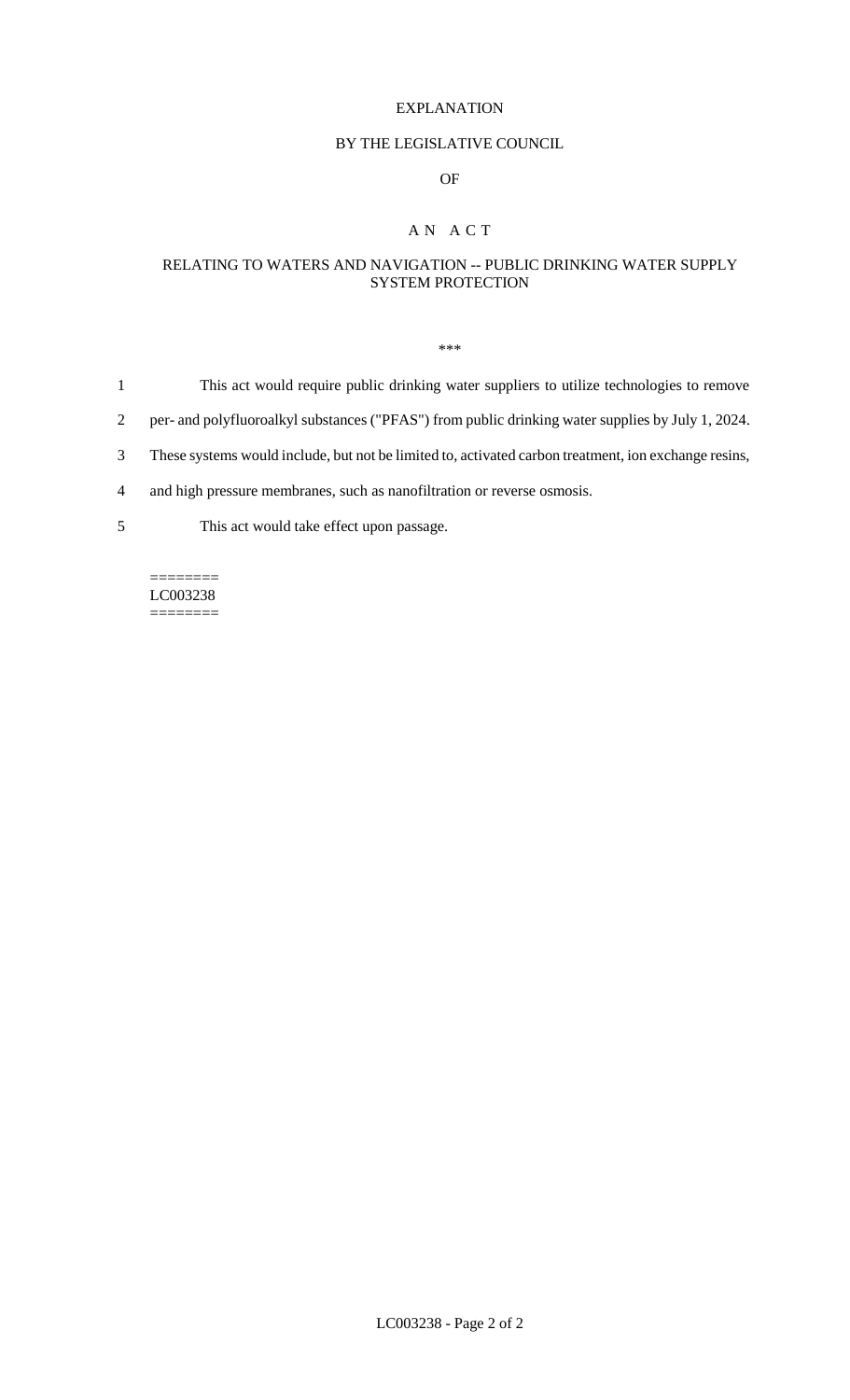EXPLANATION

BY THE LEGISLATIVE COUNCIL

OF

A N A C T

RELATING TO WATERS AND NAVIGATION -- PUBLIC DRINKING WATER SUPPLY SYSTEM PROTECTION

\*\*\*

1 This act would require public drinking water suppliers to utilize technologies to remove
2 per- and polyfluoroalkyl substances ("PFAS") from public drinking water supplies by July 1, 2024.
3 These systems would include, but not be limited to, activated carbon treatment, ion exchange resins,
4 and high pressure membranes, such as nanofiltration or reverse osmosis.
5 This act would take effect upon passage.

========
LC003238
========